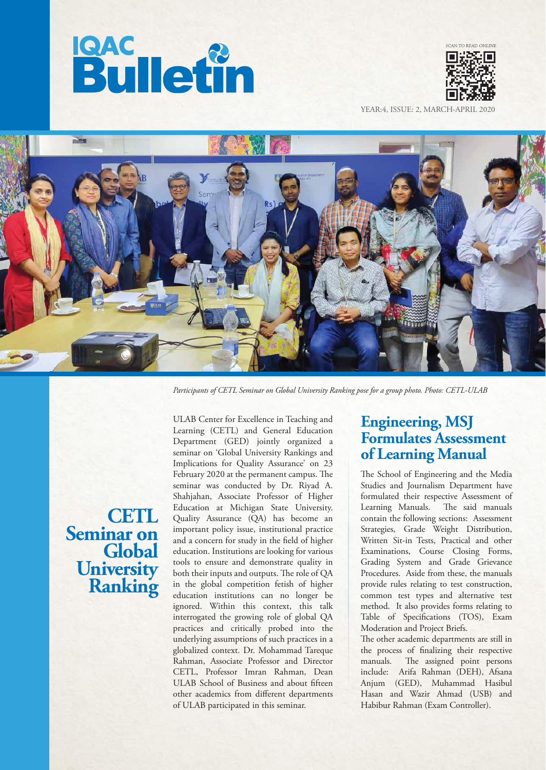# IQAC Bulletin

SCAN TO READ ONLINE

YEAR:4, ISSUE: 2, MARCH-APRIL 2020

*Participants of CETL Seminar on Global University Ranking pose for a group photo. Photo: CETL-ULAB*

## CETL Seminar on Global University Ranking

ULAB Center for Excellence in Teaching and Learning (CETL) and General Education Department (GED) jointly organized a seminar on 'Global University Rankings and Implications for Quality Assurance' on 23 February 2020 at the permanent campus. The seminar was conducted by Dr. Riyad A. Shahjahan, Associate Professor of Higher Education at Michigan State University. Quality Assurance (QA) has become an important policy issue, institutional practice and a concern for study in the field of higher education. Institutions are looking for various tools to ensure and demonstrate quality in both their inputs and outputs. The role of QA in the global competition fetish of higher education institutions can no longer be ignored. Within this context, this talk interrogated the growing role of global QA practices and critically probed into the underlying assumptions of such practices in a globalized context. Dr. Mohammad Tareque Rahman, Associate Professor and Director CETL, Professor Imran Rahman, Dean ULAB School of Business and about fifteen other academics from different departments of ULAB participated in this seminar.

## Engineering, MSJ Formulates Assessment of Learning Manual

The School of Engineering and the Media Studies and Journalism Department have formulated their respective Assessment of Learning Manuals. The said manuals contain the following sections: Assessment Strategies, Grade Weight Distribution, Written Sit-in Tests, Practical and other Examinations, Course Closing Forms, Grading System and Grade Grievance Procedures. Aside from these, the manuals provide rules relating to test construction, common test types and alternative test method. It also provides forms relating to Table of Specifications (TOS), Exam Moderation and Project Briefs.

The other academic departments are still in the process of finalizing their respective manuals. The assigned point persons include: Arifa Rahman (DEH), Afsana Anjum (GED), Muhammad Hasibul Hasan and Wazir Ahmad (USB) and Habibur Rahman (Exam Controller).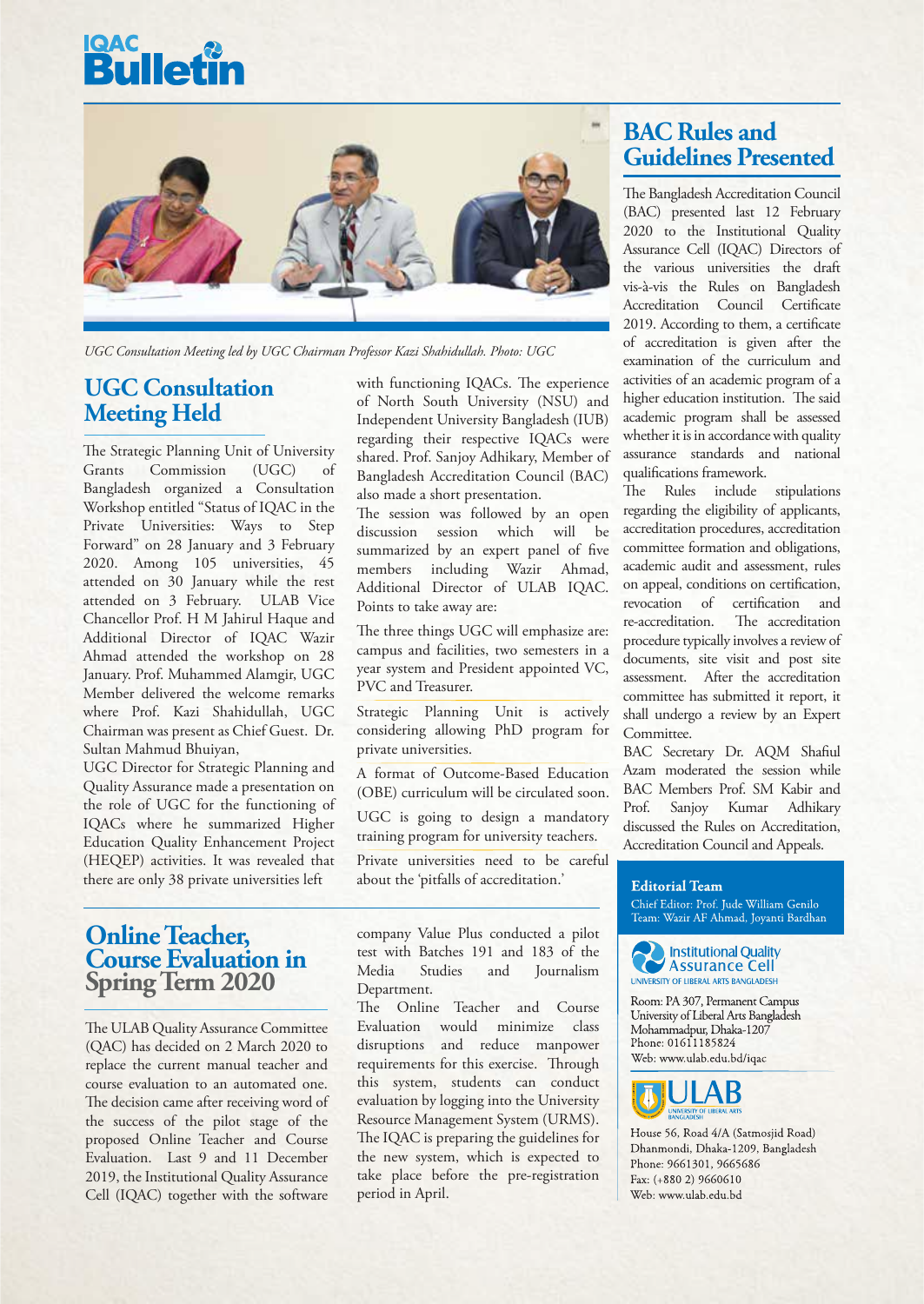# IQAC Bulletin

*UGC Consultation Meeting led by UGC Chairman Professor Kazi Shahidullah. Photo: UGC*

## UGC Consultation Meeting Held

The Strategic Planning Unit of University Grants Commission (UGC) of Bangladesh organized a Consultation Workshop entitled "Status of IQAC in the Private Universities: Ways to Step Forward" on 28 January and 3 February 2020. Among 105 universities, 45 attended on 30 January while the rest attended on 3 February. ULAB Vice Chancellor Prof. H M Jahirul Haque and Additional Director of IQAC Wazir Ahmad attended the workshop on 28 January. Prof. Muhammed Alamgir, UGC Member delivered the welcome remarks where Prof. Kazi Shahidullah, UGC Chairman was present as Chief Guest. Dr. Sultan Mahmud Bhuiyan,

UGC Director for Strategic Planning and Quality Assurance made a presentation on the role of UGC for the functioning of IQACs where he summarized Higher Education Quality Enhancement Project (HEQEP) activities. It was revealed that there are only 38 private universities left with functioning IQACs. The experience of North South University (NSU) and Independent University Bangladesh (IUB) regarding their respective IQACs were shared. Prof. Sanjoy Adhikary, Member of Bangladesh Accreditation Council (BAC) also made a short presentation.

The session was followed by an open discussion session which will be summarized by an expert panel of five members including Wazir Ahmad, Additional Director of ULAB IQAC. Points to take away are:

The three things UGC will emphasize are: campus and facilities, two semesters in a year system and President appointed VC, PVC and Treasurer.

Strategic Planning Unit is actively considering allowing PhD program for private universities.

A format of Outcome-Based Education (OBE) curriculum will be circulated soon.

UGC is going to design a mandatory training program for university teachers.

Private universities need to be careful about the 'pitfalls of accreditation.'

## BAC Rules and Guidelines Presented

The Bangladesh Accreditation Council (BAC) presented last 12 February 2020 to the Institutional Quality Assurance Cell (IQAC) Directors of the various universities the draft vis-à-vis the Rules on Bangladesh Accreditation Council Certificate 2019. According to them, a certificate of accreditation is given after the examination of the curriculum and activities of an academic program of a higher education institution. The said academic program shall be assessed whether it is in accordance with quality assurance standards and national qualifications framework.

The Rules include stipulations regarding the eligibility of applicants, accreditation procedures, accreditation committee formation and obligations, academic audit and assessment, rules on appeal, conditions on certification, revocation of certification and re-accreditation. The accreditation procedure typically involves a review of documents, site visit and post site assessment. After the accreditation committee has submitted it report, it shall undergo a review by an Expert Committee.

BAC Secretary Dr. AQM Shafiul Azam moderated the session while BAC Members Prof. SM Kabir and Prof. Sanjoy Kumar Adhikary discussed the Rules on Accreditation, Accreditation Council and Appeals.

## Online Teacher, Course Evaluation in Spring Term 2020

The ULAB Quality Assurance Committee (QAC) has decided on 2 March 2020 to replace the current manual teacher and course evaluation to an automated one. The decision came after receiving word of the success of the pilot stage of the proposed Online Teacher and Course Evaluation. Last 9 and 11 December 2019, the Institutional Quality Assurance Cell (IQAC) together with the software company Value Plus conducted a pilot test with Batches 191 and 183 of the Media Studies and Journalism Department.

The Online Teacher and Course Evaluation would minimize class disruptions and reduce manpower requirements for this exercise. Through this system, students can conduct evaluation by logging into the University Resource Management System (URMS). The IQAC is preparing the guidelines for the new system, which is expected to take place before the pre-registration period in April.

**Editorial Team**
Chief Editor: Prof. Jude William Genilo
Team: Wazir AF Ahmad, Joyanti Bardhan

Institutional Quality Assurance Cell
UNIVERSITY OF LIBERAL ARTS BANGLADESH

Room: PA 307, Permanent Campus
University of Liberal Arts Bangladesh
Mohammadpur, Dhaka-1207
Phone: 01611185824
Web: www.ulab.edu.bd/iqac

ULAB
UNIVERSITY OF LIBERAL ARTS BANGLADESH

House 56, Road 4/A (Satmosjid Road)
Dhanmondi, Dhaka-1209, Bangladesh
Phone: 9661301, 9665686
Fax: (+880 2) 9660610
Web: www.ulab.edu.bd